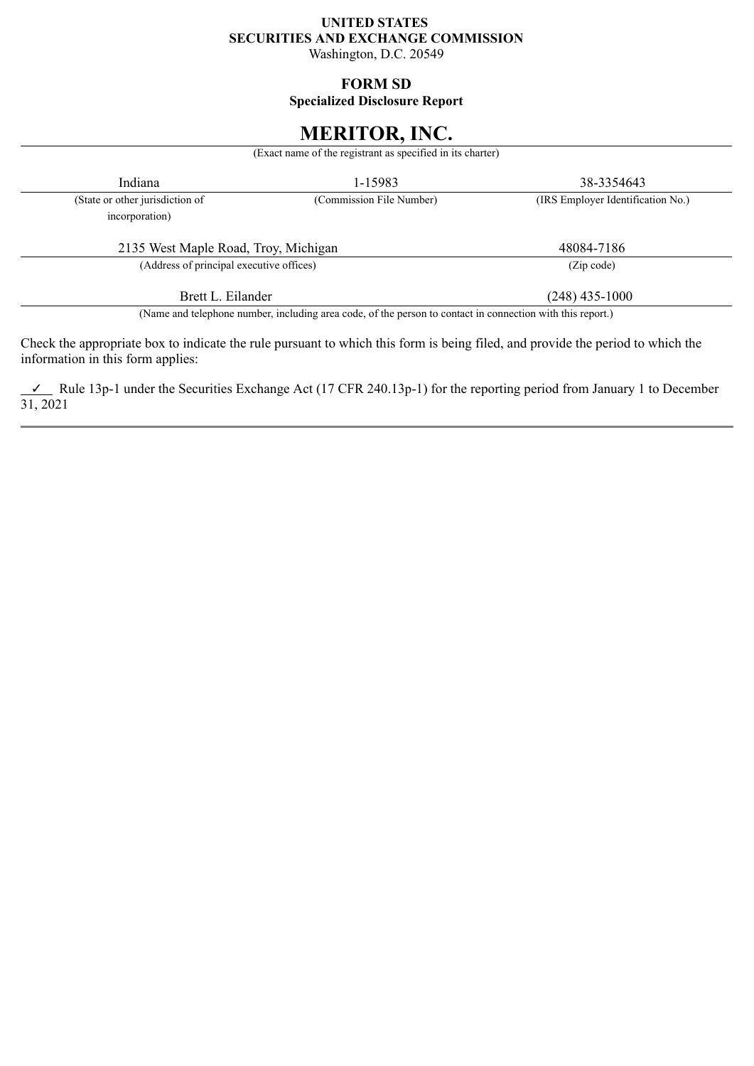**UNITED STATES**
**SECURITIES AND EXCHANGE COMMISSION**
Washington, D.C. 20549

**FORM SD**
**Specialized Disclosure Report**

# MERITOR, INC.

(Exact name of the registrant as specified in its charter)

| Indiana | 1-15983 | 38-3354643 |
|---|---|---|
| (State or other jurisdiction of incorporation) | (Commission File Number) | (IRS Employer Identification No.) |

| 2135 West Maple Road, Troy, Michigan | 48084-7186 |
|---|---|
| (Address of principal executive offices) | (Zip code) |

| Brett L. Eilander | (248) 435-1000 |
|---|---|

(Name and telephone number, including area code, of the person to contact in connection with this report.)

Check the appropriate box to indicate the rule pursuant to which this form is being filed, and provide the period to which the information in this form applies:

✓ Rule 13p-1 under the Securities Exchange Act (17 CFR 240.13p-1) for the reporting period from January 1 to December 31, 2021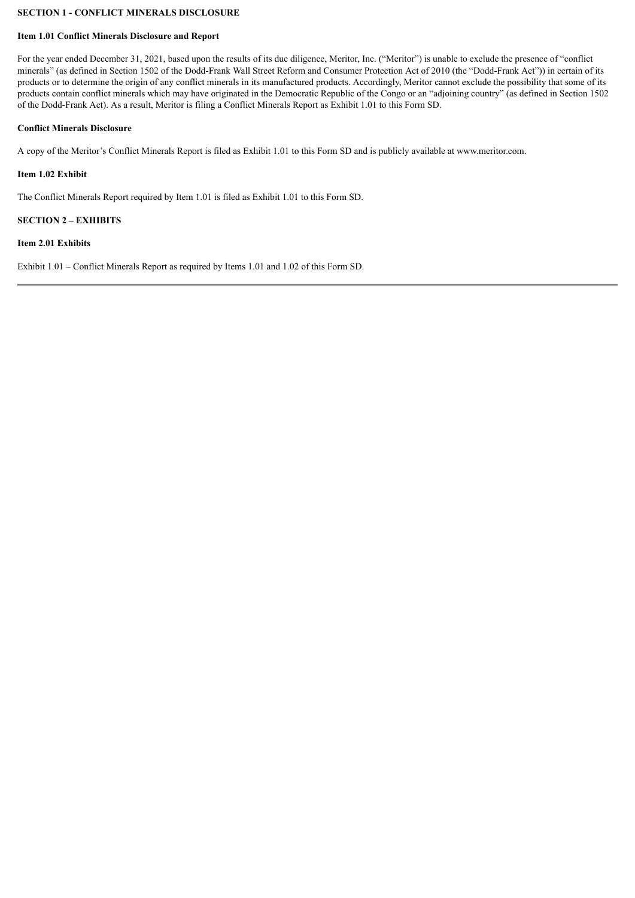## SECTION 1 - CONFLICT MINERALS DISCLOSURE

### Item 1.01 Conflict Minerals Disclosure and Report

For the year ended December 31, 2021, based upon the results of its due diligence, Meritor, Inc. ("Meritor") is unable to exclude the presence of "conflict minerals" (as defined in Section 1502 of the Dodd-Frank Wall Street Reform and Consumer Protection Act of 2010 (the "Dodd-Frank Act")) in certain of its products or to determine the origin of any conflict minerals in its manufactured products. Accordingly, Meritor cannot exclude the possibility that some of its products contain conflict minerals which may have originated in the Democratic Republic of the Congo or an "adjoining country" (as defined in Section 1502 of the Dodd-Frank Act). As a result, Meritor is filing a Conflict Minerals Report as Exhibit 1.01 to this Form SD.

### Conflict Minerals Disclosure

A copy of the Meritor's Conflict Minerals Report is filed as Exhibit 1.01 to this Form SD and is publicly available at www.meritor.com.

### Item 1.02 Exhibit

The Conflict Minerals Report required by Item 1.01 is filed as Exhibit 1.01 to this Form SD.

## SECTION 2 – EXHIBITS

### Item 2.01 Exhibits

Exhibit 1.01 – Conflict Minerals Report as required by Items 1.01 and 1.02 of this Form SD.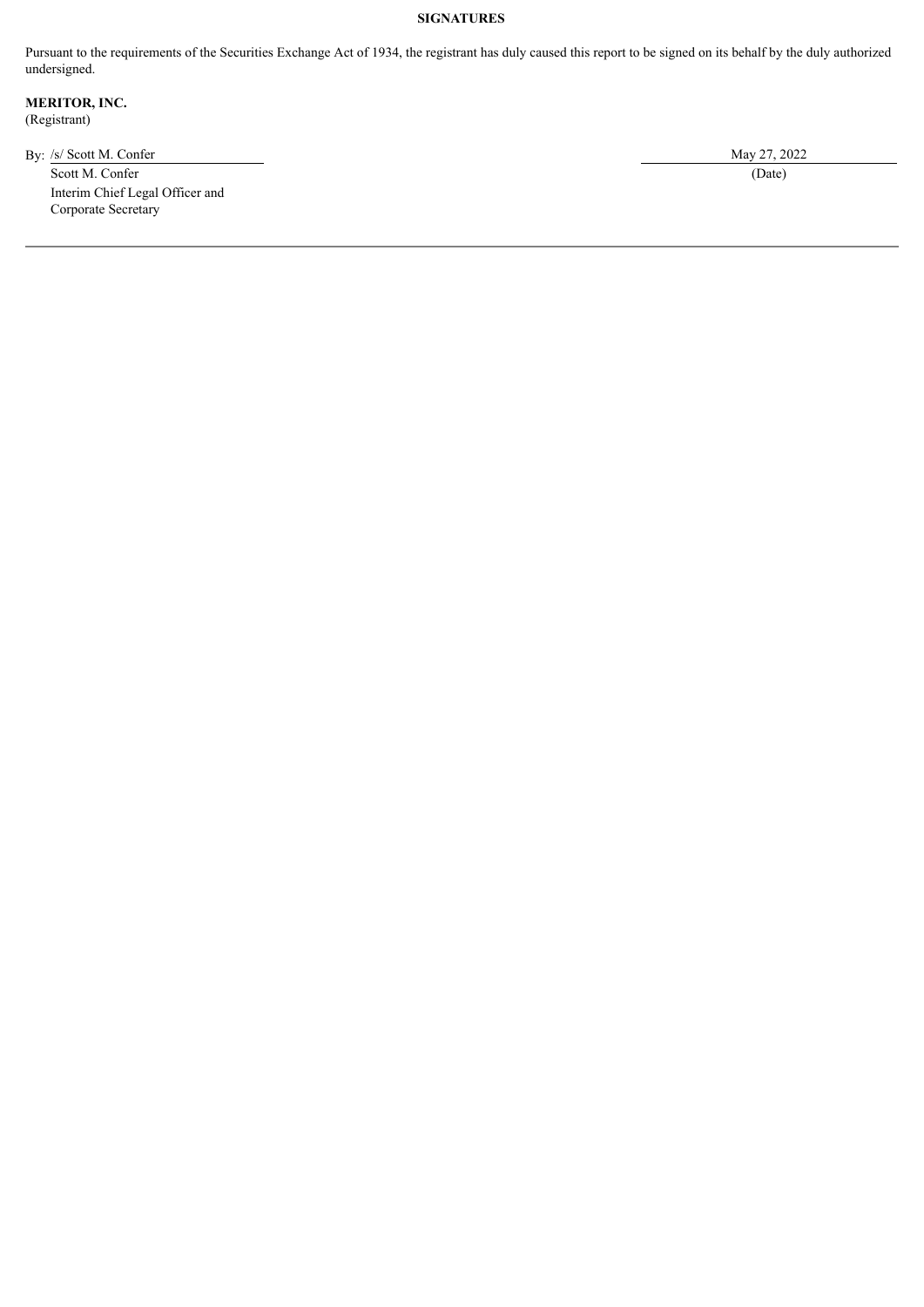**SIGNATURES**

Pursuant to the requirements of the Securities Exchange Act of 1934, the registrant has duly caused this report to be signed on its behalf by the duly authorized undersigned.

**MERITOR, INC.**
(Registrant)

| | |
|---|---|
| By: /s/ Scott M. Confer | May 27, 2022 |
| Scott M. Confer | (Date) |
| Interim Chief Legal Officer and Corporate Secretary | |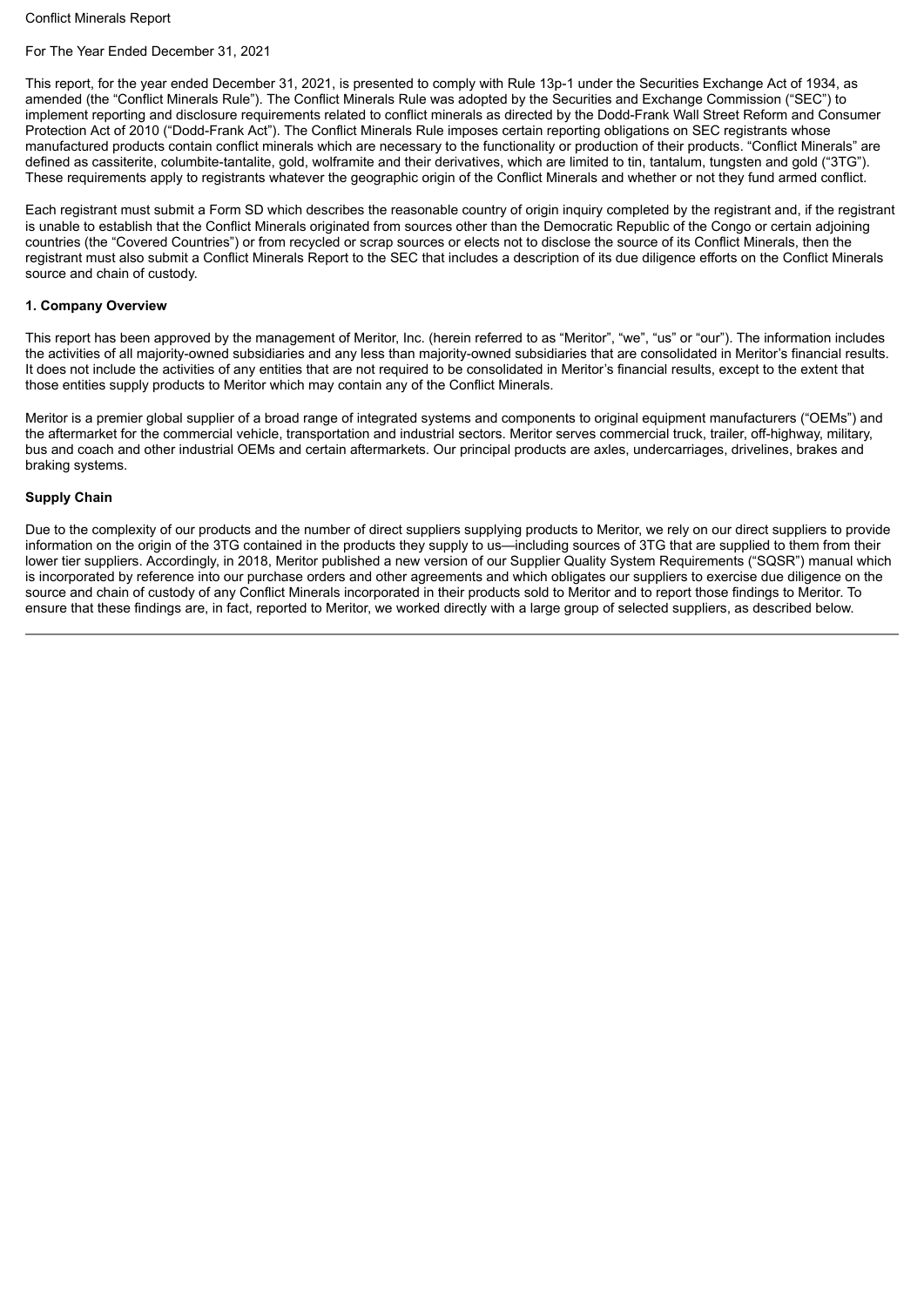Conflict Minerals Report

For The Year Ended December 31, 2021

This report, for the year ended December 31, 2021, is presented to comply with Rule 13p-1 under the Securities Exchange Act of 1934, as amended (the "Conflict Minerals Rule"). The Conflict Minerals Rule was adopted by the Securities and Exchange Commission ("SEC") to implement reporting and disclosure requirements related to conflict minerals as directed by the Dodd-Frank Wall Street Reform and Consumer Protection Act of 2010 ("Dodd-Frank Act"). The Conflict Minerals Rule imposes certain reporting obligations on SEC registrants whose manufactured products contain conflict minerals which are necessary to the functionality or production of their products. "Conflict Minerals" are defined as cassiterite, columbite-tantalite, gold, wolframite and their derivatives, which are limited to tin, tantalum, tungsten and gold ("3TG"). These requirements apply to registrants whatever the geographic origin of the Conflict Minerals and whether or not they fund armed conflict.

Each registrant must submit a Form SD which describes the reasonable country of origin inquiry completed by the registrant and, if the registrant is unable to establish that the Conflict Minerals originated from sources other than the Democratic Republic of the Congo or certain adjoining countries (the "Covered Countries") or from recycled or scrap sources or elects not to disclose the source of its Conflict Minerals, then the registrant must also submit a Conflict Minerals Report to the SEC that includes a description of its due diligence efforts on the Conflict Minerals source and chain of custody.

## 1. Company Overview

This report has been approved by the management of Meritor, Inc. (herein referred to as "Meritor", "we", "us" or "our"). The information includes the activities of all majority-owned subsidiaries and any less than majority-owned subsidiaries that are consolidated in Meritor's financial results. It does not include the activities of any entities that are not required to be consolidated in Meritor's financial results, except to the extent that those entities supply products to Meritor which may contain any of the Conflict Minerals.

Meritor is a premier global supplier of a broad range of integrated systems and components to original equipment manufacturers ("OEMs") and the aftermarket for the commercial vehicle, transportation and industrial sectors. Meritor serves commercial truck, trailer, off-highway, military, bus and coach and other industrial OEMs and certain aftermarkets. Our principal products are axles, undercarriages, drivelines, brakes and braking systems.

### Supply Chain

Due to the complexity of our products and the number of direct suppliers supplying products to Meritor, we rely on our direct suppliers to provide information on the origin of the 3TG contained in the products they supply to us—including sources of 3TG that are supplied to them from their lower tier suppliers. Accordingly, in 2018, Meritor published a new version of our Supplier Quality System Requirements ("SQSR") manual which is incorporated by reference into our purchase orders and other agreements and which obligates our suppliers to exercise due diligence on the source and chain of custody of any Conflict Minerals incorporated in their products sold to Meritor and to report those findings to Meritor. To ensure that these findings are, in fact, reported to Meritor, we worked directly with a large group of selected suppliers, as described below.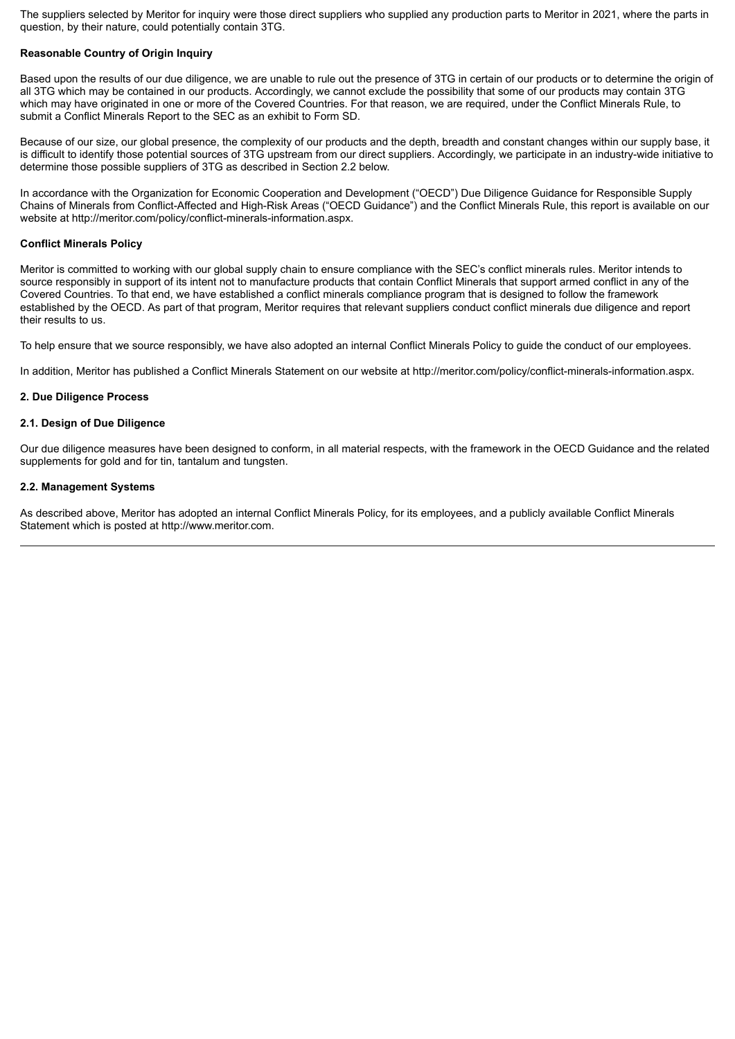The suppliers selected by Meritor for inquiry were those direct suppliers who supplied any production parts to Meritor in 2021, where the parts in question, by their nature, could potentially contain 3TG.

**Reasonable Country of Origin Inquiry**

Based upon the results of our due diligence, we are unable to rule out the presence of 3TG in certain of our products or to determine the origin of all 3TG which may be contained in our products. Accordingly, we cannot exclude the possibility that some of our products may contain 3TG which may have originated in one or more of the Covered Countries. For that reason, we are required, under the Conflict Minerals Rule, to submit a Conflict Minerals Report to the SEC as an exhibit to Form SD.

Because of our size, our global presence, the complexity of our products and the depth, breadth and constant changes within our supply base, it is difficult to identify those potential sources of 3TG upstream from our direct suppliers. Accordingly, we participate in an industry-wide initiative to determine those possible suppliers of 3TG as described in Section 2.2 below.

In accordance with the Organization for Economic Cooperation and Development ("OECD") Due Diligence Guidance for Responsible Supply Chains of Minerals from Conflict-Affected and High-Risk Areas ("OECD Guidance") and the Conflict Minerals Rule, this report is available on our website at http://meritor.com/policy/conflict-minerals-information.aspx.

**Conflict Minerals Policy**

Meritor is committed to working with our global supply chain to ensure compliance with the SEC's conflict minerals rules. Meritor intends to source responsibly in support of its intent not to manufacture products that contain Conflict Minerals that support armed conflict in any of the Covered Countries. To that end, we have established a conflict minerals compliance program that is designed to follow the framework established by the OECD. As part of that program, Meritor requires that relevant suppliers conduct conflict minerals due diligence and report their results to us.

To help ensure that we source responsibly, we have also adopted an internal Conflict Minerals Policy to guide the conduct of our employees.

In addition, Meritor has published a Conflict Minerals Statement on our website at http://meritor.com/policy/conflict-minerals-information.aspx.

## 2. Due Diligence Process

### 2.1. Design of Due Diligence

Our due diligence measures have been designed to conform, in all material respects, with the framework in the OECD Guidance and the related supplements for gold and for tin, tantalum and tungsten.

### 2.2. Management Systems

As described above, Meritor has adopted an internal Conflict Minerals Policy, for its employees, and a publicly available Conflict Minerals Statement which is posted at http://www.meritor.com.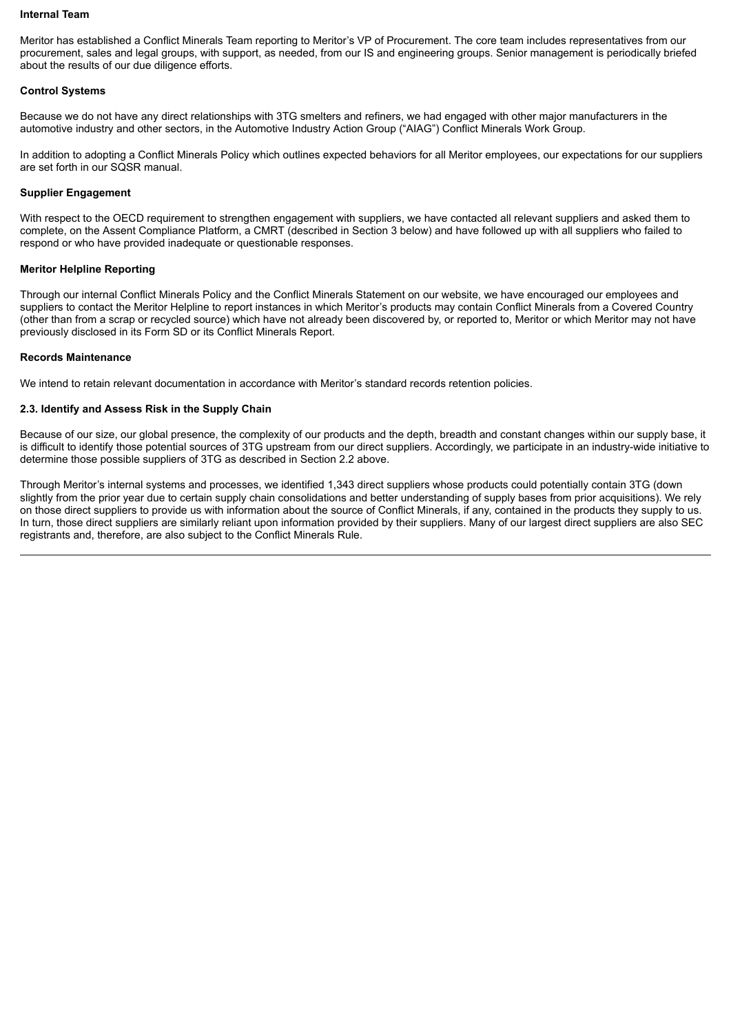**Internal Team**

Meritor has established a Conflict Minerals Team reporting to Meritor's VP of Procurement. The core team includes representatives from our procurement, sales and legal groups, with support, as needed, from our IS and engineering groups. Senior management is periodically briefed about the results of our due diligence efforts.

**Control Systems**

Because we do not have any direct relationships with 3TG smelters and refiners, we had engaged with other major manufacturers in the automotive industry and other sectors, in the Automotive Industry Action Group ("AIAG") Conflict Minerals Work Group.

In addition to adopting a Conflict Minerals Policy which outlines expected behaviors for all Meritor employees, our expectations for our suppliers are set forth in our SQSR manual.

**Supplier Engagement**

With respect to the OECD requirement to strengthen engagement with suppliers, we have contacted all relevant suppliers and asked them to complete, on the Assent Compliance Platform, a CMRT (described in Section 3 below) and have followed up with all suppliers who failed to respond or who have provided inadequate or questionable responses.

**Meritor Helpline Reporting**

Through our internal Conflict Minerals Policy and the Conflict Minerals Statement on our website, we have encouraged our employees and suppliers to contact the Meritor Helpline to report instances in which Meritor's products may contain Conflict Minerals from a Covered Country (other than from a scrap or recycled source) which have not already been discovered by, or reported to, Meritor or which Meritor may not have previously disclosed in its Form SD or its Conflict Minerals Report.

**Records Maintenance**

We intend to retain relevant documentation in accordance with Meritor's standard records retention policies.

### 2.3. Identify and Assess Risk in the Supply Chain

Because of our size, our global presence, the complexity of our products and the depth, breadth and constant changes within our supply base, it is difficult to identify those potential sources of 3TG upstream from our direct suppliers. Accordingly, we participate in an industry-wide initiative to determine those possible suppliers of 3TG as described in Section 2.2 above.

Through Meritor's internal systems and processes, we identified 1,343 direct suppliers whose products could potentially contain 3TG (down slightly from the prior year due to certain supply chain consolidations and better understanding of supply bases from prior acquisitions). We rely on those direct suppliers to provide us with information about the source of Conflict Minerals, if any, contained in the products they supply to us. In turn, those direct suppliers are similarly reliant upon information provided by their suppliers. Many of our largest direct suppliers are also SEC registrants and, therefore, are also subject to the Conflict Minerals Rule.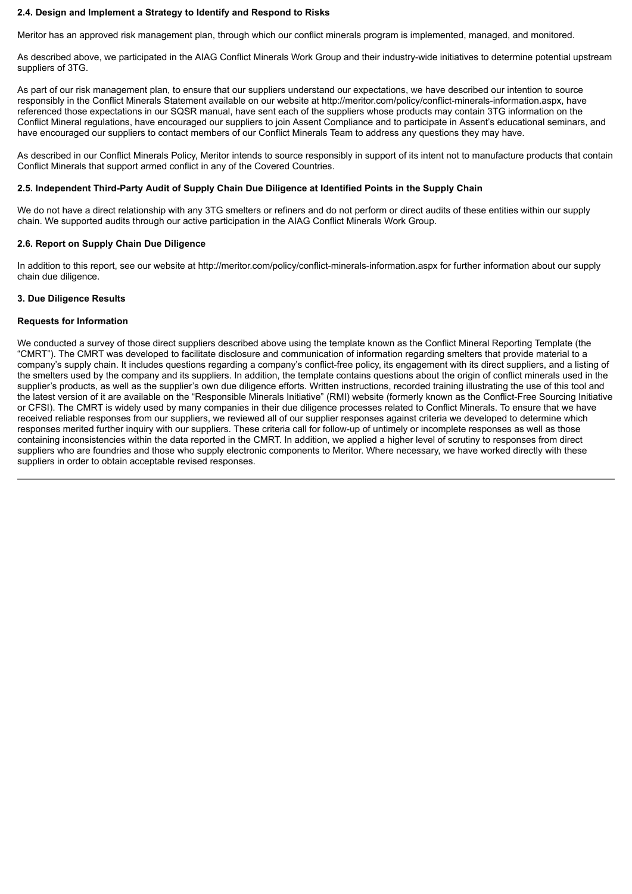### 2.4. Design and Implement a Strategy to Identify and Respond to Risks

Meritor has an approved risk management plan, through which our conflict minerals program is implemented, managed, and monitored.

As described above, we participated in the AIAG Conflict Minerals Work Group and their industry-wide initiatives to determine potential upstream suppliers of 3TG.

As part of our risk management plan, to ensure that our suppliers understand our expectations, we have described our intention to source responsibly in the Conflict Minerals Statement available on our website at http://meritor.com/policy/conflict-minerals-information.aspx, have referenced those expectations in our SQSR manual, have sent each of the suppliers whose products may contain 3TG information on the Conflict Mineral regulations, have encouraged our suppliers to join Assent Compliance and to participate in Assent's educational seminars, and have encouraged our suppliers to contact members of our Conflict Minerals Team to address any questions they may have.

As described in our Conflict Minerals Policy, Meritor intends to source responsibly in support of its intent not to manufacture products that contain Conflict Minerals that support armed conflict in any of the Covered Countries.

### 2.5. Independent Third-Party Audit of Supply Chain Due Diligence at Identified Points in the Supply Chain

We do not have a direct relationship with any 3TG smelters or refiners and do not perform or direct audits of these entities within our supply chain. We supported audits through our active participation in the AIAG Conflict Minerals Work Group.

### 2.6. Report on Supply Chain Due Diligence

In addition to this report, see our website at http://meritor.com/policy/conflict-minerals-information.aspx for further information about our supply chain due diligence.

## 3. Due Diligence Results

### Requests for Information

We conducted a survey of those direct suppliers described above using the template known as the Conflict Mineral Reporting Template (the "CMRT"). The CMRT was developed to facilitate disclosure and communication of information regarding smelters that provide material to a company's supply chain. It includes questions regarding a company's conflict-free policy, its engagement with its direct suppliers, and a listing of the smelters used by the company and its suppliers. In addition, the template contains questions about the origin of conflict minerals used in the supplier's products, as well as the supplier's own due diligence efforts. Written instructions, recorded training illustrating the use of this tool and the latest version of it are available on the "Responsible Minerals Initiative" (RMI) website (formerly known as the Conflict-Free Sourcing Initiative or CFSI). The CMRT is widely used by many companies in their due diligence processes related to Conflict Minerals. To ensure that we have received reliable responses from our suppliers, we reviewed all of our supplier responses against criteria we developed to determine which responses merited further inquiry with our suppliers. These criteria call for follow-up of untimely or incomplete responses as well as those containing inconsistencies within the data reported in the CMRT. In addition, we applied a higher level of scrutiny to responses from direct suppliers who are foundries and those who supply electronic components to Meritor. Where necessary, we have worked directly with these suppliers in order to obtain acceptable revised responses.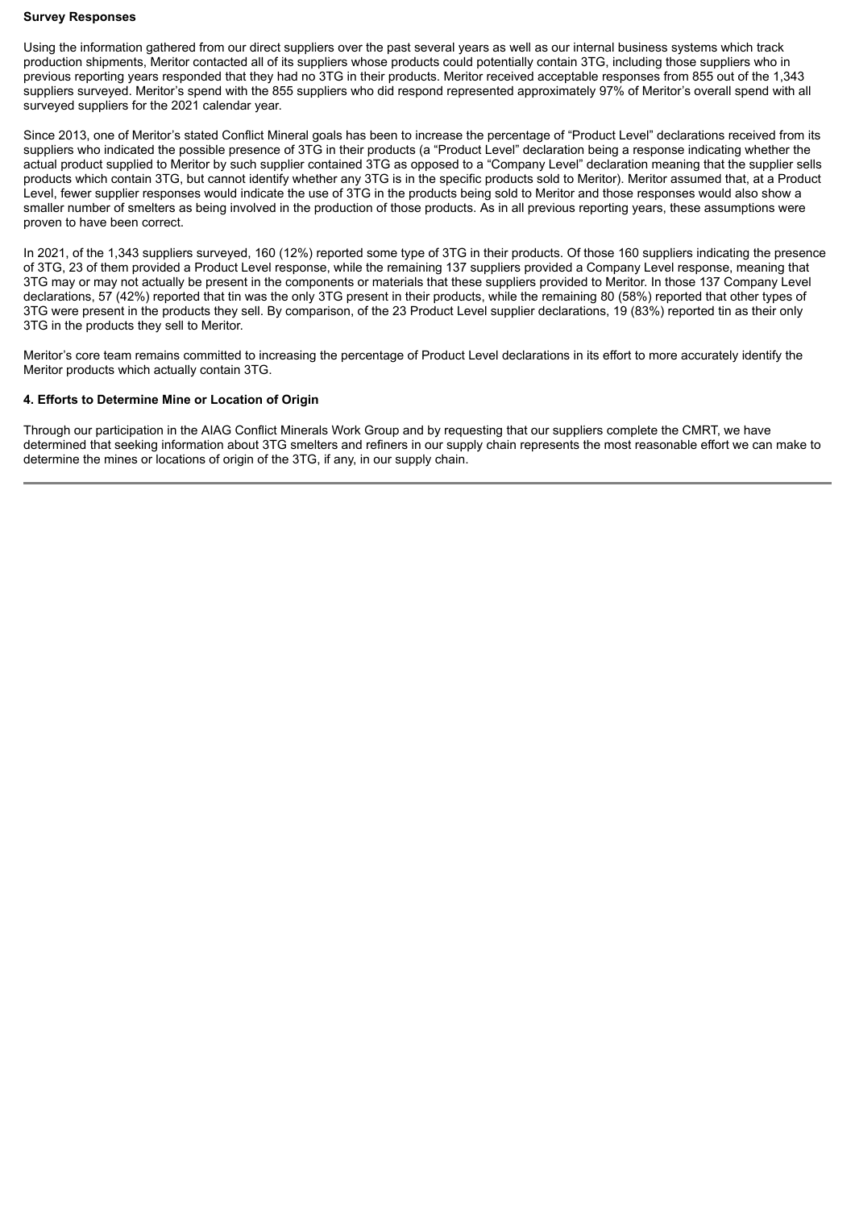**Survey Responses**

Using the information gathered from our direct suppliers over the past several years as well as our internal business systems which track production shipments, Meritor contacted all of its suppliers whose products could potentially contain 3TG, including those suppliers who in previous reporting years responded that they had no 3TG in their products. Meritor received acceptable responses from 855 out of the 1,343 suppliers surveyed. Meritor's spend with the 855 suppliers who did respond represented approximately 97% of Meritor's overall spend with all surveyed suppliers for the 2021 calendar year.

Since 2013, one of Meritor's stated Conflict Mineral goals has been to increase the percentage of "Product Level" declarations received from its suppliers who indicated the possible presence of 3TG in their products (a "Product Level" declaration being a response indicating whether the actual product supplied to Meritor by such supplier contained 3TG as opposed to a "Company Level" declaration meaning that the supplier sells products which contain 3TG, but cannot identify whether any 3TG is in the specific products sold to Meritor). Meritor assumed that, at a Product Level, fewer supplier responses would indicate the use of 3TG in the products being sold to Meritor and those responses would also show a smaller number of smelters as being involved in the production of those products. As in all previous reporting years, these assumptions were proven to have been correct.

In 2021, of the 1,343 suppliers surveyed, 160 (12%) reported some type of 3TG in their products. Of those 160 suppliers indicating the presence of 3TG, 23 of them provided a Product Level response, while the remaining 137 suppliers provided a Company Level response, meaning that 3TG may or may not actually be present in the components or materials that these suppliers provided to Meritor. In those 137 Company Level declarations, 57 (42%) reported that tin was the only 3TG present in their products, while the remaining 80 (58%) reported that other types of 3TG were present in the products they sell. By comparison, of the 23 Product Level supplier declarations, 19 (83%) reported tin as their only 3TG in the products they sell to Meritor.

Meritor's core team remains committed to increasing the percentage of Product Level declarations in its effort to more accurately identify the Meritor products which actually contain 3TG.

**4. Efforts to Determine Mine or Location of Origin**

Through our participation in the AIAG Conflict Minerals Work Group and by requesting that our suppliers complete the CMRT, we have determined that seeking information about 3TG smelters and refiners in our supply chain represents the most reasonable effort we can make to determine the mines or locations of origin of the 3TG, if any, in our supply chain.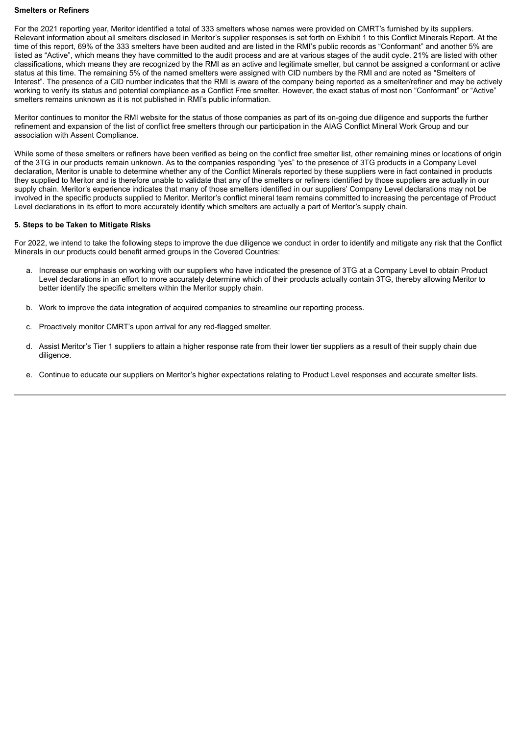**Smelters or Refiners**

For the 2021 reporting year, Meritor identified a total of 333 smelters whose names were provided on CMRT's furnished by its suppliers. Relevant information about all smelters disclosed in Meritor's supplier responses is set forth on Exhibit 1 to this Conflict Minerals Report. At the time of this report, 69% of the 333 smelters have been audited and are listed in the RMI's public records as "Conformant" and another 5% are listed as "Active", which means they have committed to the audit process and are at various stages of the audit cycle. 21% are listed with other classifications, which means they are recognized by the RMI as an active and legitimate smelter, but cannot be assigned a conformant or active status at this time. The remaining 5% of the named smelters were assigned with CID numbers by the RMI and are noted as "Smelters of Interest". The presence of a CID number indicates that the RMI is aware of the company being reported as a smelter/refiner and may be actively working to verify its status and potential compliance as a Conflict Free smelter. However, the exact status of most non "Conformant" or "Active" smelters remains unknown as it is not published in RMI's public information.

Meritor continues to monitor the RMI website for the status of those companies as part of its on-going due diligence and supports the further refinement and expansion of the list of conflict free smelters through our participation in the AIAG Conflict Mineral Work Group and our association with Assent Compliance.

While some of these smelters or refiners have been verified as being on the conflict free smelter list, other remaining mines or locations of origin of the 3TG in our products remain unknown. As to the companies responding "yes" to the presence of 3TG products in a Company Level declaration, Meritor is unable to determine whether any of the Conflict Minerals reported by these suppliers were in fact contained in products they supplied to Meritor and is therefore unable to validate that any of the smelters or refiners identified by those suppliers are actually in our supply chain. Meritor's experience indicates that many of those smelters identified in our suppliers' Company Level declarations may not be involved in the specific products supplied to Meritor. Meritor's conflict mineral team remains committed to increasing the percentage of Product Level declarations in its effort to more accurately identify which smelters are actually a part of Meritor's supply chain.

**5. Steps to be Taken to Mitigate Risks**

For 2022, we intend to take the following steps to improve the due diligence we conduct in order to identify and mitigate any risk that the Conflict Minerals in our products could benefit armed groups in the Covered Countries:

a. Increase our emphasis on working with our suppliers who have indicated the presence of 3TG at a Company Level to obtain Product Level declarations in an effort to more accurately determine which of their products actually contain 3TG, thereby allowing Meritor to better identify the specific smelters within the Meritor supply chain.

b. Work to improve the data integration of acquired companies to streamline our reporting process.

c. Proactively monitor CMRT's upon arrival for any red-flagged smelter.

d. Assist Meritor's Tier 1 suppliers to attain a higher response rate from their lower tier suppliers as a result of their supply chain due diligence.

e. Continue to educate our suppliers on Meritor's higher expectations relating to Product Level responses and accurate smelter lists.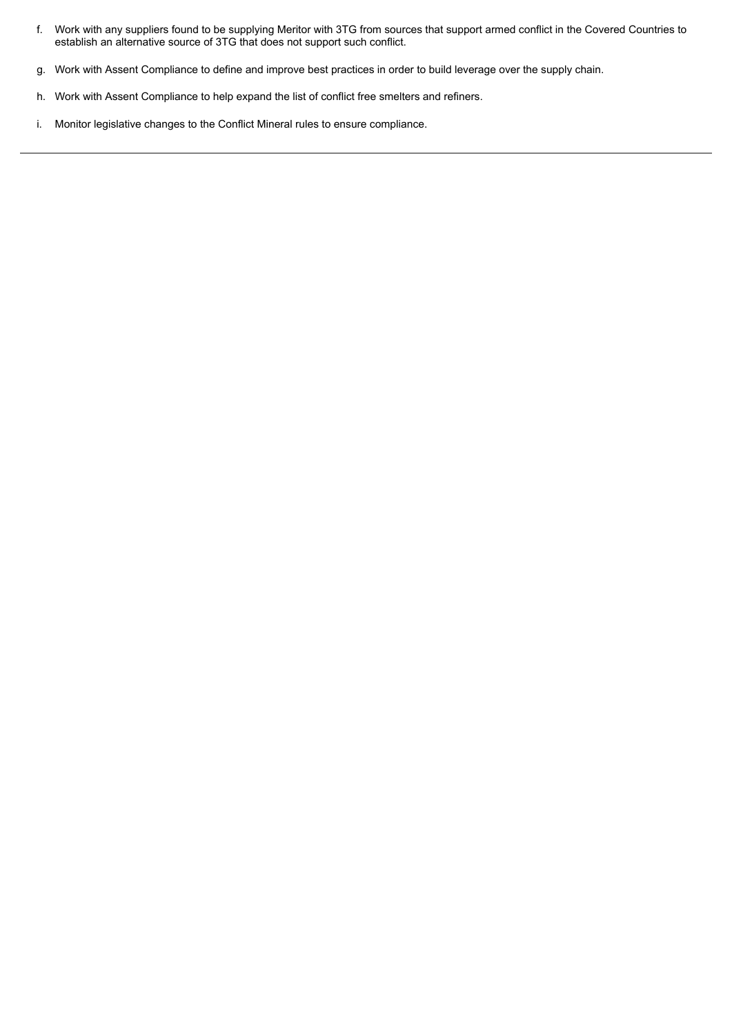f. Work with any suppliers found to be supplying Meritor with 3TG from sources that support armed conflict in the Covered Countries to establish an alternative source of 3TG that does not support such conflict.

g. Work with Assent Compliance to define and improve best practices in order to build leverage over the supply chain.

h. Work with Assent Compliance to help expand the list of conflict free smelters and refiners.

i. Monitor legislative changes to the Conflict Mineral rules to ensure compliance.

---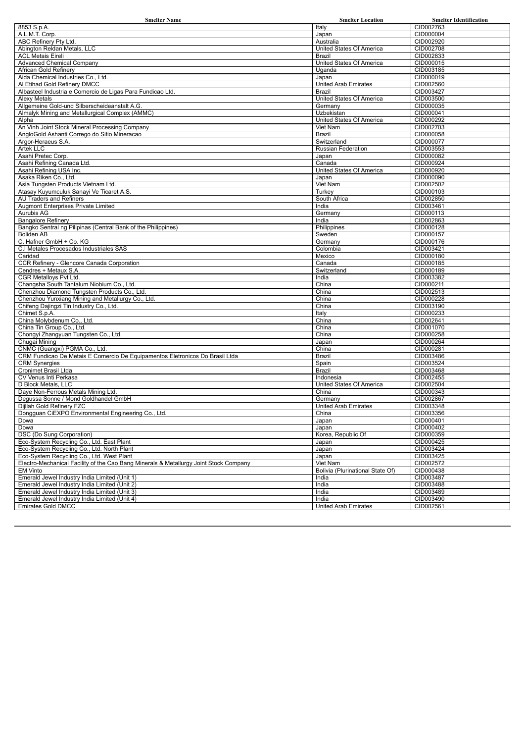| Smelter Name | Smelter Location | Smelter Identification |
|---|---|---|
| 8853 S.p.A. | Italy | CID002763 |
| A.L.M.T. Corp. | Japan | CID000004 |
| ABC Refinery Pty Ltd. | Australia | CID002920 |
| Abington Reldan Metals, LLC | United States Of America | CID002708 |
| ACL Metais Eireli | Brazil | CID002833 |
| Advanced Chemical Company | United States Of America | CID000015 |
| African Gold Refinery | Uganda | CID003185 |
| Aida Chemical Industries Co., Ltd. | Japan | CID000019 |
| Al Etihad Gold Refinery DMCC | United Arab Emirates | CID002560 |
| Albasteel Industria e Comercio de Ligas Para Fundicao Ltd. | Brazil | CID003427 |
| Alexy Metals | United States Of America | CID003500 |
| Allgemeine Gold-und Silberscheideanstalt A.G. | Germany | CID000035 |
| Almalyk Mining and Metallurgical Complex (AMMC) | Uzbekistan | CID000041 |
| Alpha | United States Of America | CID000292 |
| An Vinh Joint Stock Mineral Processing Company | Viet Nam | CID002703 |
| AngloGold Ashanti Corrego do Sitio Mineracao | Brazil | CID000058 |
| Argor-Heraeus S.A. | Switzerland | CID000077 |
| Artek LLC | Russian Federation | CID003553 |
| Asahi Pretec Corp. | Japan | CID000082 |
| Asahi Refining Canada Ltd. | Canada | CID000924 |
| Asahi Refining USA Inc. | United States Of America | CID000920 |
| Asaka Riken Co., Ltd. | Japan | CID000090 |
| Asia Tungsten Products Vietnam Ltd. | Viet Nam | CID002502 |
| Atasay Kuyumculuk Sanayi Ve Ticaret A.S. | Turkey | CID000103 |
| AU Traders and Refiners | South Africa | CID002850 |
| Augmont Enterprises Private Limited | India | CID003461 |
| Aurubis AG | Germany | CID000113 |
| Bangalore Refinery | India | CID002863 |
| Bangko Sentral ng Pilipinas (Central Bank of the Philippines) | Philippines | CID000128 |
| Boliden AB | Sweden | CID000157 |
| C. Hafner GmbH + Co. KG | Germany | CID000176 |
| C.I Metales Procesados Industriales SAS | Colombia | CID003421 |
| Caridad | Mexico | CID000180 |
| CCR Refinery - Glencore Canada Corporation | Canada | CID000185 |
| Cendres + Metaux S.A. | Switzerland | CID000189 |
| CGR Metalloys Pvt Ltd. | India | CID003382 |
| Changsha South Tantalum Niobium Co., Ltd. | China | CID000211 |
| Chenzhou Diamond Tungsten Products Co., Ltd. | China | CID002513 |
| Chenzhou Yunxiang Mining and Metallurgy Co., Ltd. | China | CID000228 |
| Chifeng Dajingzi Tin Industry Co., Ltd. | China | CID003190 |
| Chimet S.p.A. | Italy | CID000233 |
| China Molybdenum Co., Ltd. | China | CID002641 |
| China Tin Group Co., Ltd. | China | CID001070 |
| Chongyi Zhangyuan Tungsten Co., Ltd. | China | CID000258 |
| Chugai Mining | Japan | CID000264 |
| CNMC (Guangxi) PGMA Co., Ltd. | China | CID000281 |
| CRM Fundicao De Metais E Comercio De Equipamentos Eletronicos Do Brasil Ltda | Brazil | CID003486 |
| CRM Synergies | Spain | CID003524 |
| Cronimet Brasil Ltda | Brazil | CID003468 |
| CV Venus Inti Perkasa | Indonesia | CID002455 |
| D Block Metals, LLC | United States Of America | CID002504 |
| Daye Non-Ferrous Metals Mining Ltd. | China | CID000343 |
| Degussa Sonne / Mond Goldhandel GmbH | Germany | CID002867 |
| Dijllah Gold Refinery FZC | United Arab Emirates | CID003348 |
| Dongguan CiEXPO Environmental Engineering Co., Ltd. | China | CID003356 |
| Dowa | Japan | CID000401 |
| Dowa | Japan | CID000402 |
| DSC (Do Sung Corporation) | Korea, Republic Of | CID000359 |
| Eco-System Recycling Co., Ltd. East Plant | Japan | CID000425 |
| Eco-System Recycling Co., Ltd. North Plant | Japan | CID003424 |
| Eco-System Recycling Co., Ltd. West Plant | Japan | CID003425 |
| Electro-Mechanical Facility of the Cao Bang Minerals & Metallurgy Joint Stock Company | Viet Nam | CID002572 |
| EM Vinto | Bolivia (Plurinational State Of) | CID000438 |
| Emerald Jewel Industry India Limited (Unit 1) | India | CID003487 |
| Emerald Jewel Industry India Limited (Unit 2) | India | CID003488 |
| Emerald Jewel Industry India Limited (Unit 3) | India | CID003489 |
| Emerald Jewel Industry India Limited (Unit 4) | India | CID003490 |
| Emirates Gold DMCC | United Arab Emirates | CID002561 |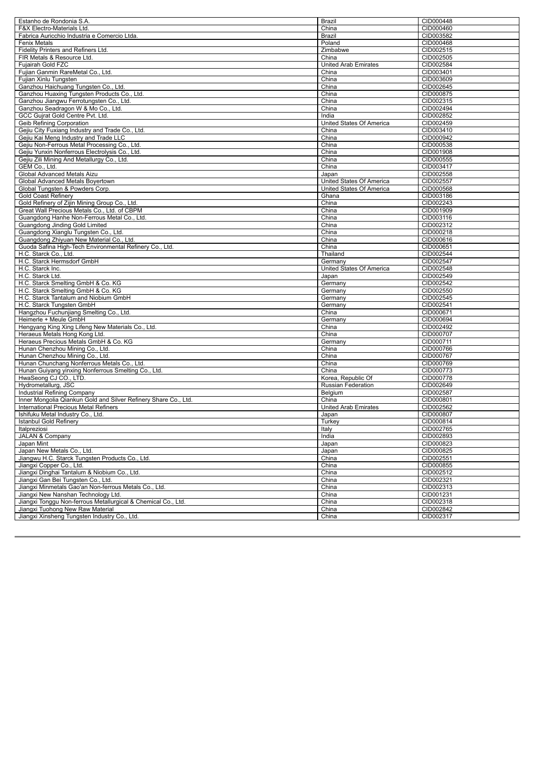| Estanho de Rondonia S.A. | Brazil | CID000448 |
|---|---|---|
| F&X Electro-Materials Ltd. | China | CID000460 |
| Fabrica Auricchio Industria e Comercio Ltda. | Brazil | CID003582 |
| Fenix Metals | Poland | CID000468 |
| Fidelity Printers and Refiners Ltd. | Zimbabwe | CID002515 |
| FIR Metals & Resource Ltd. | China | CID002505 |
| Fujairah Gold FZC | United Arab Emirates | CID002584 |
| Fujian Ganmin RareMetal Co., Ltd. | China | CID003401 |
| Fujian Xinlu Tungsten | China | CID003609 |
| Ganzhou Haichuang Tungsten Co., Ltd. | China | CID002645 |
| Ganzhou Huaxing Tungsten Products Co., Ltd. | China | CID000875 |
| Ganzhou Jiangwu Ferrotungsten Co., Ltd. | China | CID002315 |
| Ganzhou Seadragon W & Mo Co., Ltd. | China | CID002494 |
| GCC Gujrat Gold Centre Pvt. Ltd. | India | CID002852 |
| Geib Refining Corporation | United States Of America | CID002459 |
| Gejiu City Fuxiang Industry and Trade Co., Ltd. | China | CID003410 |
| Gejiu Kai Meng Industry and Trade LLC | China | CID000942 |
| Gejiu Non-Ferrous Metal Processing Co., Ltd. | China | CID000538 |
| Gejiu Yunxin Nonferrous Electrolysis Co., Ltd. | China | CID001908 |
| Gejiu Zili Mining And Metallurgy Co., Ltd. | China | CID000555 |
| GEM Co., Ltd. | China | CID003417 |
| Global Advanced Metals Aizu | Japan | CID002558 |
| Global Advanced Metals Boyertown | United States Of America | CID002557 |
| Global Tungsten & Powders Corp. | United States Of America | CID000568 |
| Gold Coast Refinery | Ghana | CID003186 |
| Gold Refinery of Zijin Mining Group Co., Ltd. | China | CID002243 |
| Great Wall Precious Metals Co., Ltd. of CBPM | China | CID001909 |
| Guangdong Hanhe Non-Ferrous Metal Co., Ltd. | China | CID003116 |
| Guangdong Jinding Gold Limited | China | CID002312 |
| Guangdong Xianglu Tungsten Co., Ltd. | China | CID000218 |
| Guangdong Zhiyuan New Material Co., Ltd. | China | CID000616 |
| Guoda Safina High-Tech Environmental Refinery Co., Ltd. | China | CID000651 |
| H.C. Starck Co., Ltd. | Thailand | CID002544 |
| H.C. Starck Hermsdorf GmbH | Germany | CID002547 |
| H.C. Starck Inc. | United States Of America | CID002548 |
| H.C. Starck Ltd. | Japan | CID002549 |
| H.C. Starck Smelting GmbH & Co. KG | Germany | CID002542 |
| H.C. Starck Smelting GmbH & Co. KG | Germany | CID002550 |
| H.C. Starck Tantalum and Niobium GmbH | Germany | CID002545 |
| H.C. Starck Tungsten GmbH | Germany | CID002541 |
| Hangzhou Fuchunjiang Smelting Co., Ltd. | China | CID000671 |
| Heimerle + Meule GmbH | Germany | CID000694 |
| Hengyang King Xing Lifeng New Materials Co., Ltd. | China | CID002492 |
| Heraeus Metals Hong Kong Ltd. | China | CID000707 |
| Heraeus Precious Metals GmbH & Co. KG | Germany | CID000711 |
| Hunan Chenzhou Mining Co., Ltd. | China | CID000766 |
| Hunan Chenzhou Mining Co., Ltd. | China | CID000767 |
| Hunan Chunchang Nonferrous Metals Co., Ltd. | China | CID000769 |
| Hunan Guiyang yinxing Nonferrous Smelting Co., Ltd. | China | CID000773 |
| HwaSeong CJ CO., LTD. | Korea, Republic Of | CID000778 |
| Hydrometallurg, JSC | Russian Federation | CID002649 |
| Industrial Refining Company | Belgium | CID002587 |
| Inner Mongolia Qiankun Gold and Silver Refinery Share Co., Ltd. | China | CID000801 |
| International Precious Metal Refiners | United Arab Emirates | CID002562 |
| Ishifuku Metal Industry Co., Ltd. | Japan | CID000807 |
| Istanbul Gold Refinery | Turkey | CID000814 |
| Italpreziosi | Italy | CID002765 |
| JALAN & Company | India | CID002893 |
| Japan Mint | Japan | CID000823 |
| Japan New Metals Co., Ltd. | Japan | CID000825 |
| Jiangwu H.C. Starck Tungsten Products Co., Ltd. | China | CID002551 |
| Jiangxi Copper Co., Ltd. | China | CID000855 |
| Jiangxi Dinghai Tantalum & Niobium Co., Ltd. | China | CID002512 |
| Jiangxi Gan Bei Tungsten Co., Ltd. | China | CID002321 |
| Jiangxi Minmetals Gao'an Non-ferrous Metals Co., Ltd. | China | CID002313 |
| Jiangxi New Nanshan Technology Ltd. | China | CID001231 |
| Jiangxi Tonggu Non-ferrous Metallurgical & Chemical Co., Ltd. | China | CID002318 |
| Jiangxi Tuohong New Raw Material | China | CID002842 |
| Jiangxi Xinsheng Tungsten Industry Co., Ltd. | China | CID002317 |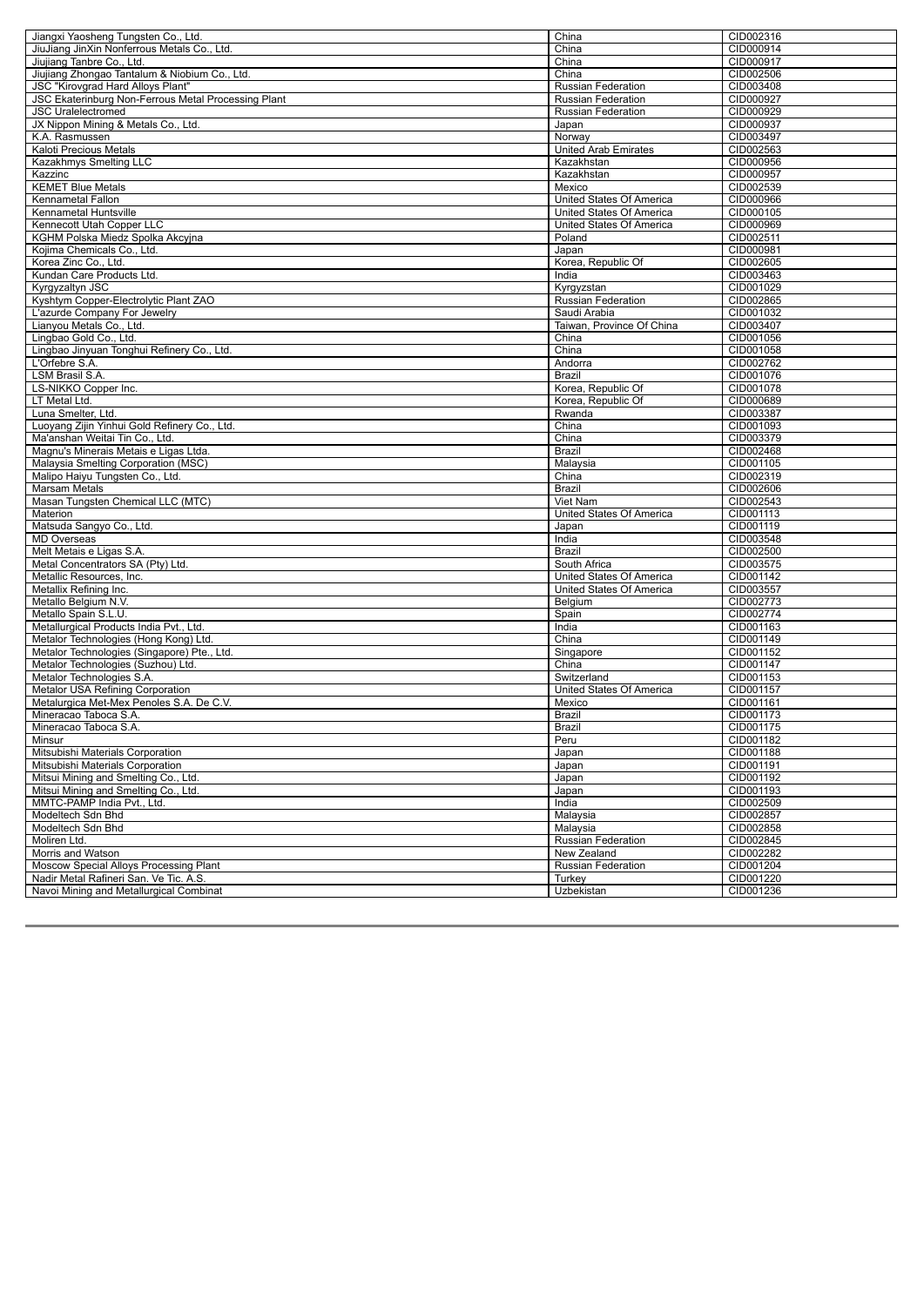| | | |
|---|---|---|
| Jiangxi Yaosheng Tungsten Co., Ltd. | China | CID002316 |
| JiuJiang JinXin Nonferrous Metals Co., Ltd. | China | CID000914 |
| Jiujiang Tanbre Co., Ltd. | China | CID000917 |
| Jiujiang Zhongao Tantalum & Niobium Co., Ltd. | China | CID002506 |
| JSC "Kirovgrad Hard Alloys Plant" | Russian Federation | CID003408 |
| JSC Ekaterinburg Non-Ferrous Metal Processing Plant | Russian Federation | CID000927 |
| JSC Uralelectromed | Russian Federation | CID000929 |
| JX Nippon Mining & Metals Co., Ltd. | Japan | CID000937 |
| K.A. Rasmussen | Norway | CID003497 |
| Kaloti Precious Metals | United Arab Emirates | CID002563 |
| Kazakhmys Smelting LLC | Kazakhstan | CID000956 |
| Kazzinc | Kazakhstan | CID000957 |
| KEMET Blue Metals | Mexico | CID002539 |
| Kennametal Fallon | United States Of America | CID000966 |
| Kennametal Huntsville | United States Of America | CID000105 |
| Kennecott Utah Copper LLC | United States Of America | CID000969 |
| KGHM Polska Miedz Spolka Akcyjna | Poland | CID002511 |
| Kojima Chemicals Co., Ltd. | Japan | CID000981 |
| Korea Zinc Co., Ltd. | Korea, Republic Of | CID002605 |
| Kundan Care Products Ltd. | India | CID003463 |
| Kyrgyzaltyn JSC | Kyrgyzstan | CID001029 |
| Kyshtym Copper-Electrolytic Plant ZAO | Russian Federation | CID002865 |
| L'azurde Company For Jewelry | Saudi Arabia | CID001032 |
| Lianyou Metals Co., Ltd. | Taiwan, Province Of China | CID003407 |
| Lingbao Gold Co., Ltd. | China | CID001056 |
| Lingbao Jinyuan Tonghui Refinery Co., Ltd. | China | CID001058 |
| L'Orfebre S.A. | Andorra | CID002762 |
| LSM Brasil S.A. | Brazil | CID001076 |
| LS-NIKKO Copper Inc. | Korea, Republic Of | CID001078 |
| LT Metal Ltd. | Korea, Republic Of | CID000689 |
| Luna Smelter, Ltd. | Rwanda | CID003387 |
| Luoyang Zijin Yinhui Gold Refinery Co., Ltd. | China | CID001093 |
| Ma'anshan Weitai Tin Co., Ltd. | China | CID003379 |
| Magnu's Minerais Metais e Ligas Ltda. | Brazil | CID002468 |
| Malaysia Smelting Corporation (MSC) | Malaysia | CID001105 |
| Malipo Haiyu Tungsten Co., Ltd. | China | CID002319 |
| Marsam Metals | Brazil | CID002606 |
| Masan Tungsten Chemical LLC (MTC) | Viet Nam | CID002543 |
| Materion | United States Of America | CID001113 |
| Matsuda Sangyo Co., Ltd. | Japan | CID001119 |
| MD Overseas | India | CID003548 |
| Melt Metais e Ligas S.A. | Brazil | CID002500 |
| Metal Concentrators SA (Pty) Ltd. | South Africa | CID003575 |
| Metallic Resources, Inc. | United States Of America | CID001142 |
| Metallix Refining Inc. | United States Of America | CID003557 |
| Metallo Belgium N.V. | Belgium | CID002773 |
| Metallo Spain S.L.U. | Spain | CID002774 |
| Metallurgical Products India Pvt., Ltd. | India | CID001163 |
| Metalor Technologies (Hong Kong) Ltd. | China | CID001149 |
| Metalor Technologies (Singapore) Pte., Ltd. | Singapore | CID001152 |
| Metalor Technologies (Suzhou) Ltd. | China | CID001147 |
| Metalor Technologies S.A. | Switzerland | CID001153 |
| Metalor USA Refining Corporation | United States Of America | CID001157 |
| Metalurgica Met-Mex Penoles S.A. De C.V. | Mexico | CID001161 |
| Mineracao Taboca S.A. | Brazil | CID001173 |
| Mineracao Taboca S.A. | Brazil | CID001175 |
| Minsur | Peru | CID001182 |
| Mitsubishi Materials Corporation | Japan | CID001188 |
| Mitsubishi Materials Corporation | Japan | CID001191 |
| Mitsui Mining and Smelting Co., Ltd. | Japan | CID001192 |
| Mitsui Mining and Smelting Co., Ltd. | Japan | CID001193 |
| MMTC-PAMP India Pvt., Ltd. | India | CID002509 |
| Modeltech Sdn Bhd | Malaysia | CID002857 |
| Modeltech Sdn Bhd | Malaysia | CID002858 |
| Moliren Ltd. | Russian Federation | CID002845 |
| Morris and Watson | New Zealand | CID002282 |
| Moscow Special Alloys Processing Plant | Russian Federation | CID001204 |
| Nadir Metal Rafineri San. Ve Tic. A.S. | Turkey | CID001220 |
| Navoi Mining and Metallurgical Combinat | Uzbekistan | CID001236 |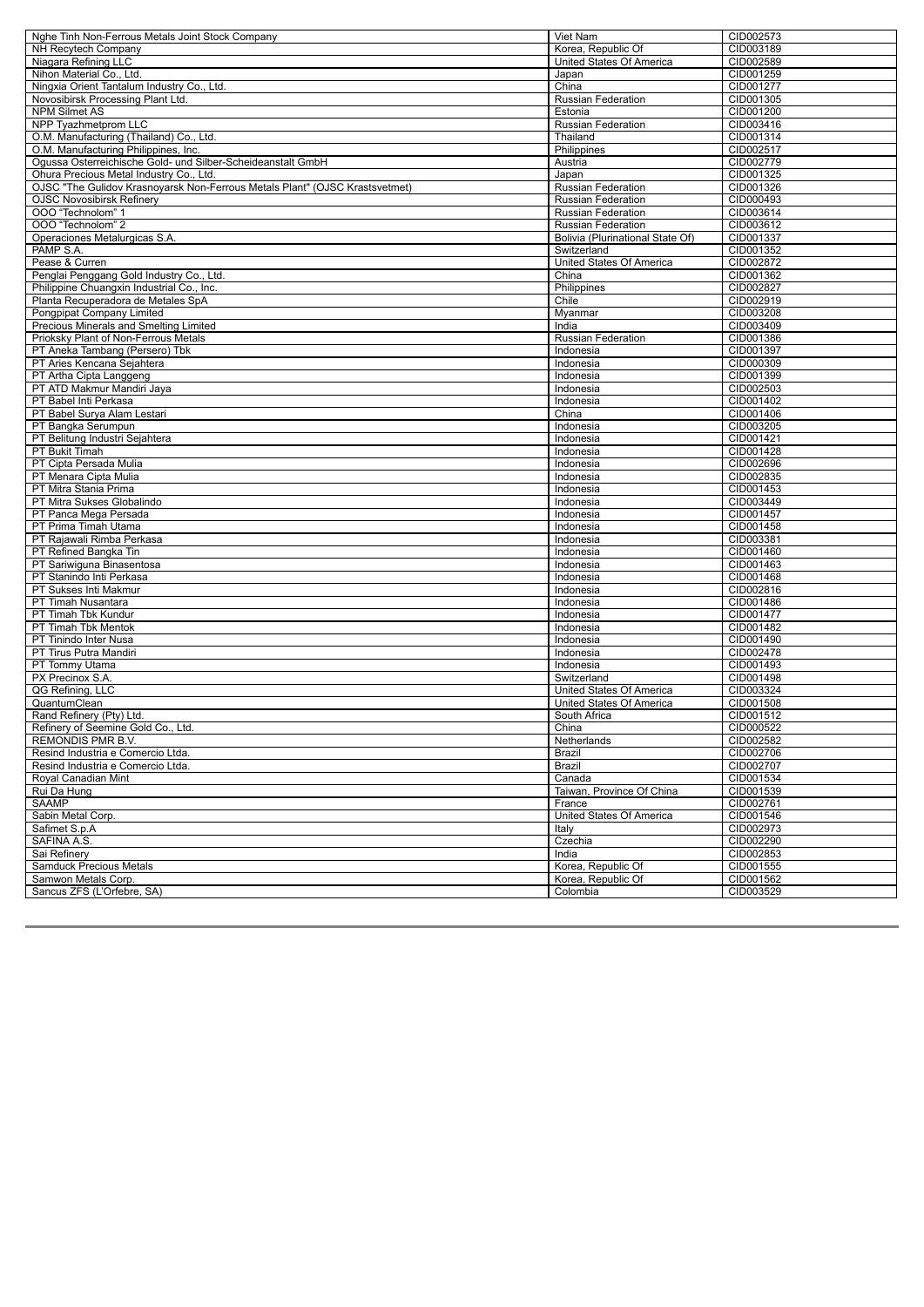| Nghe Tinh Non-Ferrous Metals Joint Stock Company | Viet Nam | CID002573 |
|---|---|---|
| NH Recytech Company | Korea, Republic Of | CID003189 |
| Niagara Refining LLC | United States Of America | CID002589 |
| Nihon Material Co., Ltd. | Japan | CID001259 |
| Ningxia Orient Tantalum Industry Co., Ltd. | China | CID001277 |
| Novosibirsk Processing Plant Ltd. | Russian Federation | CID001305 |
| NPM Silmet AS | Estonia | CID001200 |
| NPP Tyazhmetprom LLC | Russian Federation | CID003416 |
| O.M. Manufacturing (Thailand) Co., Ltd. | Thailand | CID001314 |
| O.M. Manufacturing Philippines, Inc. | Philippines | CID002517 |
| Ogussa Osterreichische Gold- und Silber-Scheideanstalt GmbH | Austria | CID002779 |
| Ohura Precious Metal Industry Co., Ltd. | Japan | CID001325 |
| OJSC "The Gulidov Krasnoyarsk Non-Ferrous Metals Plant" (OJSC Krastsvetmet) | Russian Federation | CID001326 |
| OJSC Novosibirsk Refinery | Russian Federation | CID000493 |
| OOO "Technolom" 1 | Russian Federation | CID003614 |
| OOO "Technolom" 2 | Russian Federation | CID003612 |
| Operaciones Metalurgicas S.A. | Bolivia (Plurinational State Of) | CID001337 |
| PAMP S.A. | Switzerland | CID001352 |
| Pease & Curren | United States Of America | CID002872 |
| Penglai Penggang Gold Industry Co., Ltd. | China | CID001362 |
| Philippine Chuangxin Industrial Co., Inc. | Philippines | CID002827 |
| Planta Recuperadora de Metales SpA | Chile | CID002919 |
| Pongpipat Company Limited | Myanmar | CID003208 |
| Precious Minerals and Smelting Limited | India | CID003409 |
| Prioksky Plant of Non-Ferrous Metals | Russian Federation | CID001386 |
| PT Aneka Tambang (Persero) Tbk | Indonesia | CID001397 |
| PT Aries Kencana Sejahtera | Indonesia | CID000309 |
| PT Artha Cipta Langgeng | Indonesia | CID001399 |
| PT ATD Makmur Mandiri Jaya | Indonesia | CID002503 |
| PT Babel Inti Perkasa | Indonesia | CID001402 |
| PT Babel Surya Alam Lestari | China | CID001406 |
| PT Bangka Serumpun | Indonesia | CID003205 |
| PT Belitung Industri Sejahtera | Indonesia | CID001421 |
| PT Bukit Timah | Indonesia | CID001428 |
| PT Cipta Persada Mulia | Indonesia | CID002696 |
| PT Menara Cipta Mulia | Indonesia | CID002835 |
| PT Mitra Stania Prima | Indonesia | CID001453 |
| PT Mitra Sukses Globalindo | Indonesia | CID003449 |
| PT Panca Mega Persada | Indonesia | CID001457 |
| PT Prima Timah Utama | Indonesia | CID001458 |
| PT Rajawali Rimba Perkasa | Indonesia | CID003381 |
| PT Refined Bangka Tin | Indonesia | CID001460 |
| PT Sariwiguna Binasentosa | Indonesia | CID001463 |
| PT Stanindo Inti Perkasa | Indonesia | CID001468 |
| PT Sukses Inti Makmur | Indonesia | CID002816 |
| PT Timah Nusantara | Indonesia | CID001486 |
| PT Timah Tbk Kundur | Indonesia | CID001477 |
| PT Timah Tbk Mentok | Indonesia | CID001482 |
| PT Tinindo Inter Nusa | Indonesia | CID001490 |
| PT Tirus Putra Mandiri | Indonesia | CID002478 |
| PT Tommy Utama | Indonesia | CID001493 |
| PX Precinox S.A. | Switzerland | CID001498 |
| QG Refining, LLC | United States Of America | CID003324 |
| QuantumClean | United States Of America | CID001508 |
| Rand Refinery (Pty) Ltd. | South Africa | CID001512 |
| Refinery of Seemine Gold Co., Ltd. | China | CID000522 |
| REMONDIS PMR B.V. | Netherlands | CID002582 |
| Resind Industria e Comercio Ltda. | Brazil | CID002706 |
| Resind Industria e Comercio Ltda. | Brazil | CID002707 |
| Royal Canadian Mint | Canada | CID001534 |
| Rui Da Hung | Taiwan, Province Of China | CID001539 |
| SAAMP | France | CID002761 |
| Sabin Metal Corp. | United States Of America | CID001546 |
| Safimet S.p.A | Italy | CID002973 |
| SAFINA A.S. | Czechia | CID002290 |
| Sai Refinery | India | CID002853 |
| Samduck Precious Metals | Korea, Republic Of | CID001555 |
| Samwon Metals Corp. | Korea, Republic Of | CID001562 |
| Sancus ZFS (L'Orfebre, SA) | Colombia | CID003529 |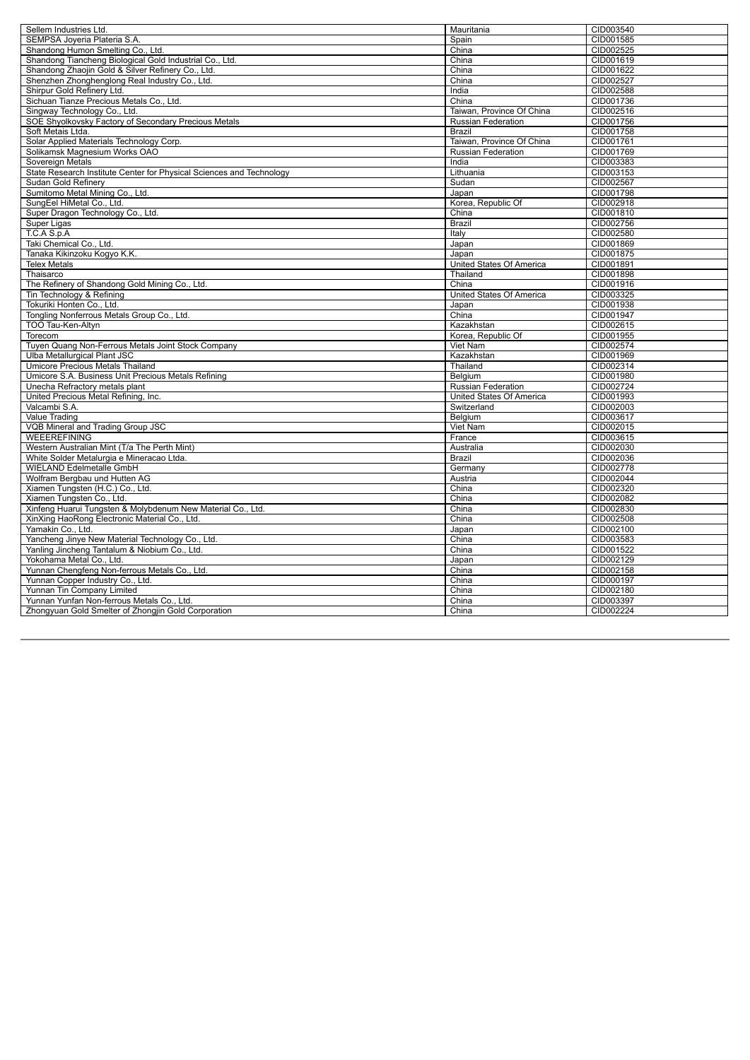| | | |
|---|---|---|
| Sellem Industries Ltd. | Mauritania | CID003540 |
| SEMPSA Joyeria Plateria S.A. | Spain | CID001585 |
| Shandong Humon Smelting Co., Ltd. | China | CID002525 |
| Shandong Tiancheng Biological Gold Industrial Co., Ltd. | China | CID001619 |
| Shandong Zhaojin Gold & Silver Refinery Co., Ltd. | China | CID001622 |
| Shenzhen Zhonghenglong Real Industry Co., Ltd. | China | CID002527 |
| Shirpur Gold Refinery Ltd. | India | CID002588 |
| Sichuan Tianze Precious Metals Co., Ltd. | China | CID001736 |
| Singway Technology Co., Ltd. | Taiwan, Province Of China | CID002516 |
| SOE Shyolkovsky Factory of Secondary Precious Metals | Russian Federation | CID001756 |
| Soft Metais Ltda. | Brazil | CID001758 |
| Solar Applied Materials Technology Corp. | Taiwan, Province Of China | CID001761 |
| Solikamsk Magnesium Works OAO | Russian Federation | CID001769 |
| Sovereign Metals | India | CID003383 |
| State Research Institute Center for Physical Sciences and Technology | Lithuania | CID003153 |
| Sudan Gold Refinery | Sudan | CID002567 |
| Sumitomo Metal Mining Co., Ltd. | Japan | CID001798 |
| SungEel HiMetal Co., Ltd. | Korea, Republic Of | CID002918 |
| Super Dragon Technology Co., Ltd. | China | CID001810 |
| Super Ligas | Brazil | CID002756 |
| T.C.A S.p.A | Italy | CID002580 |
| Taki Chemical Co., Ltd. | Japan | CID001869 |
| Tanaka Kikinzoku Kogyo K.K. | Japan | CID001875 |
| Telex Metals | United States Of America | CID001891 |
| Thaisarco | Thailand | CID001898 |
| The Refinery of Shandong Gold Mining Co., Ltd. | China | CID001916 |
| Tin Technology & Refining | United States Of America | CID003325 |
| Tokuriki Honten Co., Ltd. | Japan | CID001938 |
| Tongling Nonferrous Metals Group Co., Ltd. | China | CID001947 |
| TOO Tau-Ken-Altyn | Kazakhstan | CID002615 |
| Torecom | Korea, Republic Of | CID001955 |
| Tuyen Quang Non-Ferrous Metals Joint Stock Company | Viet Nam | CID002574 |
| Ulba Metallurgical Plant JSC | Kazakhstan | CID001969 |
| Umicore Precious Metals Thailand | Thailand | CID002314 |
| Umicore S.A. Business Unit Precious Metals Refining | Belgium | CID001980 |
| Unecha Refractory metals plant | Russian Federation | CID002724 |
| United Precious Metal Refining, Inc. | United States Of America | CID001993 |
| Valcambi S.A. | Switzerland | CID002003 |
| Value Trading | Belgium | CID003617 |
| VQB Mineral and Trading Group JSC | Viet Nam | CID002015 |
| WEEEREFINING | France | CID003615 |
| Western Australian Mint (T/a The Perth Mint) | Australia | CID002030 |
| White Solder Metalurgia e Mineracao Ltda. | Brazil | CID002036 |
| WIELAND Edelmetalle GmbH | Germany | CID002778 |
| Wolfram Bergbau und Hutten AG | Austria | CID002044 |
| Xiamen Tungsten (H.C.) Co., Ltd. | China | CID002320 |
| Xiamen Tungsten Co., Ltd. | China | CID002082 |
| Xinfeng Huarui Tungsten & Molybdenum New Material Co., Ltd. | China | CID002830 |
| XinXing HaoRong Electronic Material Co., Ltd. | China | CID002508 |
| Yamakin Co., Ltd. | Japan | CID002100 |
| Yancheng Jinye New Material Technology Co., Ltd. | China | CID003583 |
| Yanling Jincheng Tantalum & Niobium Co., Ltd. | China | CID001522 |
| Yokohama Metal Co., Ltd. | Japan | CID002129 |
| Yunnan Chengfeng Non-ferrous Metals Co., Ltd. | China | CID002158 |
| Yunnan Copper Industry Co., Ltd. | China | CID000197 |
| Yunnan Tin Company Limited | China | CID002180 |
| Yunnan Yunfan Non-ferrous Metals Co., Ltd. | China | CID003397 |
| Zhongyuan Gold Smelter of Zhongjin Gold Corporation | China | CID002224 |